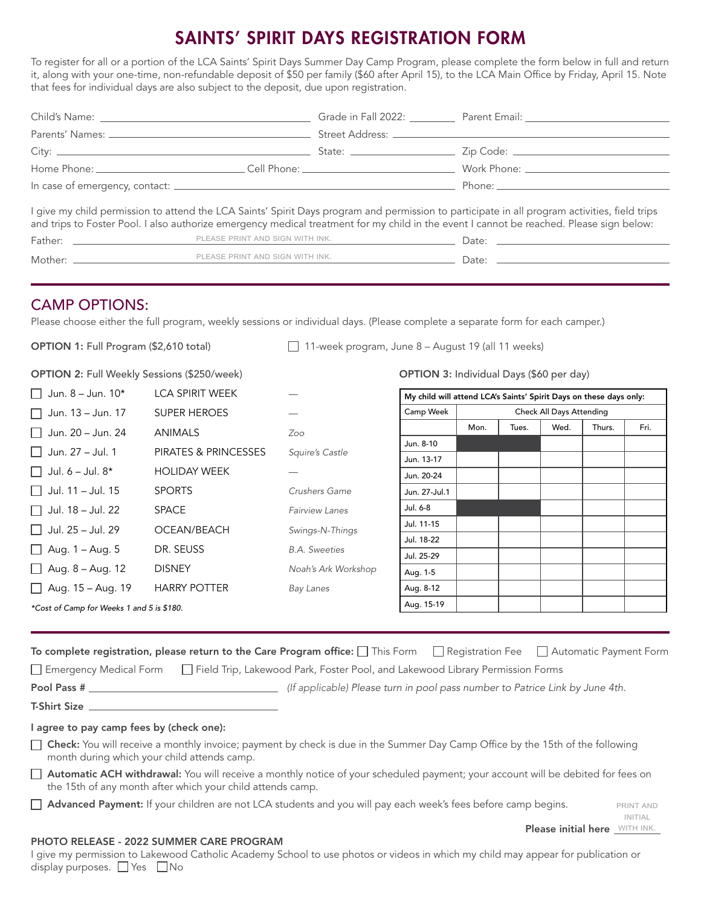# SAINTS' SPIRIT DAYS REGISTRATION FORM

To register for all or a portion of the LCA Saints' Spirit Days Summer Day Camp Program, please complete the form below in full and return it, along with your one-time, non-refundable deposit of $50 per family ($60 after April 15), to the LCA Main Office by Friday, April 15. Note that fees for individual days are also subject to the deposit, due upon registration.

Child's Name: ______________________ Grade in Fall 2022: ________ Parent Email: ______________________

Parents' Names: ______________________ Street Address: ______________________

City: ______________________ State: ____________ Zip Code: ______________________

Home Phone: ______________ Cell Phone: ______________ Work Phone: ______________

In case of emergency, contact: ______________________ Phone: ______________

I give my child permission to attend the LCA Saints' Spirit Days program and permission to participate in all program activities, field trips and trips to Foster Pool. I also authorize emergency medical treatment for my child in the event I cannot be reached. Please sign below:

Father: ______ PLEASE PRINT AND SIGN WITH INK. ______ Date: ______________

Mother: ______ PLEASE PRINT AND SIGN WITH INK. ______ Date: ______________

## CAMP OPTIONS:

Please choose either the full program, weekly sessions or individual days. (Please complete a separate form for each camper.)

**OPTION 1:** Full Program ($2,610 total)

☐ 11-week program, June 8 – August 19 (all 11 weeks)

**OPTION 2:** Full Weekly Sessions ($250/week)

| | Dates | Theme | Field Trip |
|---|---|---|---|
| ☐ | Jun. 8 – Jun. 10* | LCA SPIRIT WEEK | — |
| ☐ | Jun. 13 – Jun. 17 | SUPER HEROES | — |
| ☐ | Jun. 20 – Jun. 24 | ANIMALS | *Zoo* |
| ☐ | Jun. 27 – Jul. 1 | PIRATES & PRINCESSES | *Squire's Castle* |
| ☐ | Jul. 6 – Jul. 8* | HOLIDAY WEEK | — |
| ☐ | Jul. 11 – Jul. 15 | SPORTS | *Crushers Game* |
| ☐ | Jul. 18 – Jul. 22 | SPACE | *Fairview Lanes* |
| ☐ | Jul. 25 – Jul. 29 | OCEAN/BEACH | *Swings-N-Things* |
| ☐ | Aug. 1 – Aug. 5 | DR. SEUSS | *B.A. Sweeties* |
| ☐ | Aug. 8 – Aug. 12 | DISNEY | *Noah's Ark Workshop* |
| ☐ | Aug. 15 – Aug. 19 | HARRY POTTER | *Bay Lanes* |

*\*Cost of Camp for Weeks 1 and 5 is $180.*

**OPTION 3:** Individual Days ($60 per day)

My child will attend LCA's Saints' Spirit Days on these days only:

| Camp Week | Mon. | Tues. | Wed. | Thurs. | Fri. |
|---|---|---|---|---|---|
| Jun. 8-10 | ■ | ■ | | | |
| Jun. 13-17 | | | | | |
| Jun. 20-24 | | | | | |
| Jun. 27-Jul.1 | | | | | |
| Jul. 6-8 | ■ | ■ | | | |
| Jul. 11-15 | | | | | |
| Jul. 18-22 | | | | | |
| Jul. 25-29 | | | | | |
| Aug. 1-5 | | | | | |
| Aug. 8-12 | | | | | |
| Aug. 15-19 | | | | | |

(Check All Days Attending)

**To complete registration, please return to the Care Program office:** ☐ This Form ☐ Registration Fee ☐ Automatic Payment Form

☐ Emergency Medical Form ☐ Field Trip, Lakewood Park, Foster Pool, and Lakewood Library Permission Forms

**Pool Pass #** ______________________ *(If applicable) Please turn in pool pass number to Patrice Link by June 4th.*

**T-Shirt Size** ______________________

**I agree to pay camp fees by (check one):**

☐ **Check:** You will receive a monthly invoice; payment by check is due in the Summer Day Camp Office by the 15th of the following month during which your child attends camp.

☐ **Automatic ACH withdrawal:** You will receive a monthly notice of your scheduled payment; your account will be debited for fees on the 15th of any month after which your child attends camp.

☐ **Advanced Payment:** If your children are not LCA students and you will pay each week's fees before camp begins.

**Please initial here** ______ PRINT AND INITIAL WITH INK.

### PHOTO RELEASE - 2022 SUMMER CARE PROGRAM

I give my permission to Lakewood Catholic Academy School to use photos or videos in which my child may appear for publication or display purposes. ☐ Yes ☐ No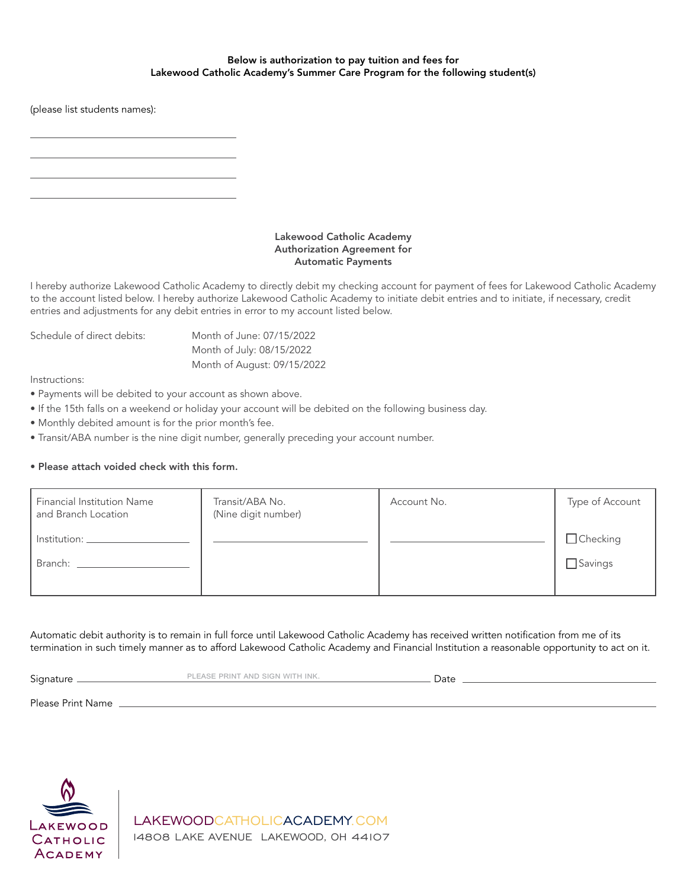**Below is authorization to pay tuition and fees for Lakewood Catholic Academy's Summer Care Program for the following student(s)**

(please list students names):

\_\_\_\_\_\_\_\_\_\_\_\_\_\_\_\_\_\_\_\_\_\_\_\_\_\_\_\_\_\_\_\_

\_\_\_\_\_\_\_\_\_\_\_\_\_\_\_\_\_\_\_\_\_\_\_\_\_\_\_\_\_\_\_\_

\_\_\_\_\_\_\_\_\_\_\_\_\_\_\_\_\_\_\_\_\_\_\_\_\_\_\_\_\_\_\_\_

\_\_\_\_\_\_\_\_\_\_\_\_\_\_\_\_\_\_\_\_\_\_\_\_\_\_\_\_\_\_\_\_

## Lakewood Catholic Academy Authorization Agreement for Automatic Payments

I hereby authorize Lakewood Catholic Academy to directly debit my checking account for payment of fees for Lakewood Catholic Academy to the account listed below. I hereby authorize Lakewood Catholic Academy to initiate debit entries and to initiate, if necessary, credit entries and adjustments for any debit entries in error to my account listed below.

Schedule of direct debits:
- Month of June: 07/15/2022
- Month of July: 08/15/2022
- Month of August: 09/15/2022

Instructions:
- Payments will be debited to your account as shown above.
- If the 15th falls on a weekend or holiday your account will be debited on the following business day.
- Monthly debited amount is for the prior month's fee.
- Transit/ABA number is the nine digit number, generally preceding your account number.

- **Please attach voided check with this form.**

| Financial Institution Name and Branch Location | Transit/ABA No. (Nine digit number) | Account No. | Type of Account |
|---|---|---|---|
| Institution: \_\_\_\_\_\_\_\_\_\_\_\_\_\_\_\_ | \_\_\_\_\_\_\_\_\_\_\_\_\_\_\_\_\_\_\_\_ | \_\_\_\_\_\_\_\_\_\_\_\_\_\_\_\_\_\_\_\_ | ☐ Checking |
| Branch: \_\_\_\_\_\_\_\_\_\_\_\_\_\_\_\_ | | | ☐ Savings |

Automatic debit authority is to remain in full force until Lakewood Catholic Academy has received written notification from me of its termination in such timely manner as to afford Lakewood Catholic Academy and Financial Institution a reasonable opportunity to act on it.

Signature \_\_\_\_\_\_\_\_\_\_\_\_\_\_\_\_\_\_\_\_\_\_\_\_\_\_\_\_\_\_ (PLEASE PRINT AND SIGN WITH INK.) Date \_\_\_\_\_\_\_\_\_\_\_\_\_\_\_\_

Please Print Name \_\_\_\_\_\_\_\_\_\_\_\_\_\_\_\_\_\_\_\_\_\_\_\_\_\_\_\_\_\_\_\_\_\_\_\_\_\_\_\_

Lakewood Catholic Academy

LAKEWOODCATHOLICACADEMY.COM
14808 LAKE AVENUE LAKEWOOD, OH 44107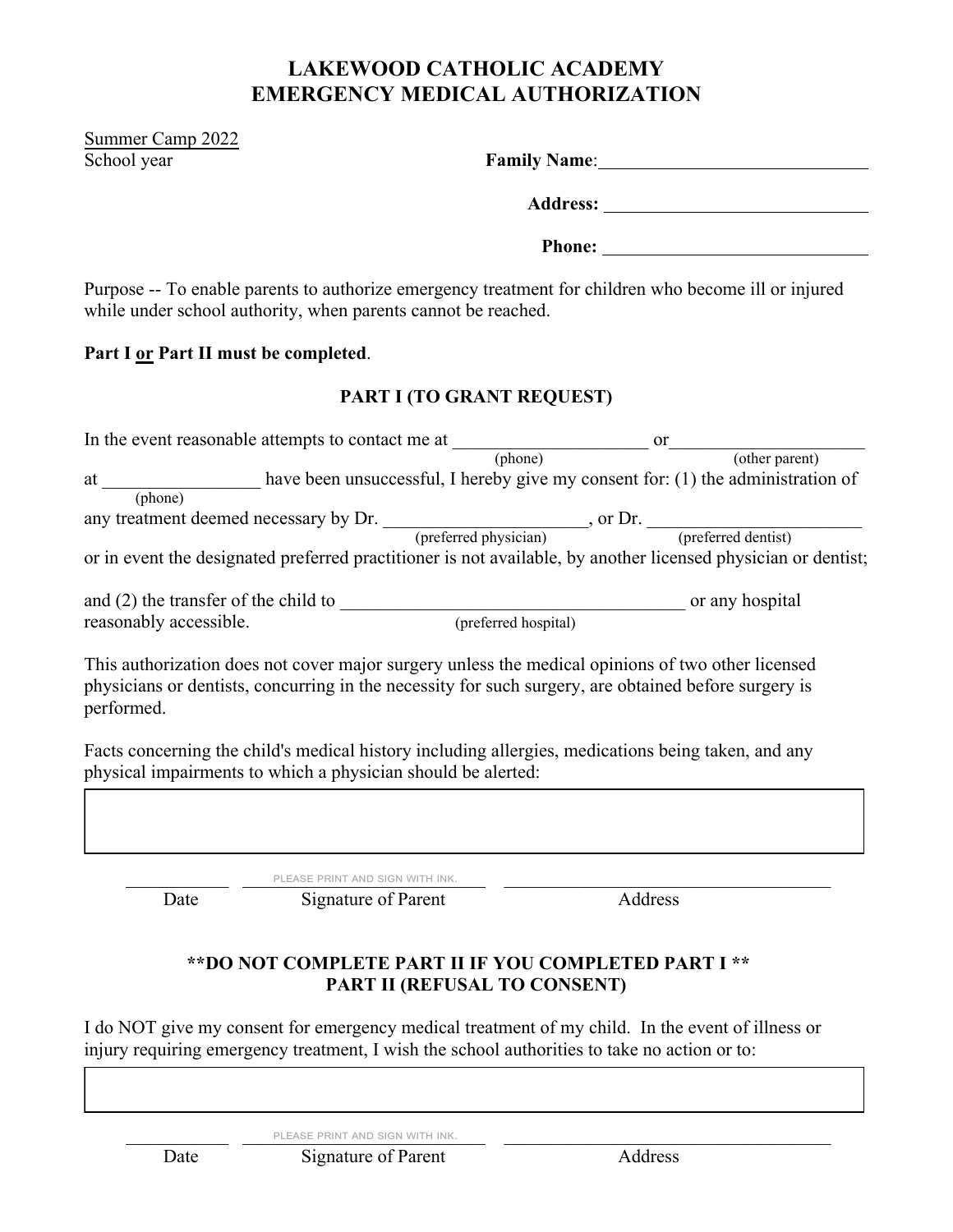# LAKEWOOD CATHOLIC ACADEMY
# EMERGENCY MEDICAL AUTHORIZATION

Summer Camp 2022
School year

**Family Name**:______________________________

**Address:** ______________________________

**Phone:** ______________________________

Purpose -- To enable parents to authorize emergency treatment for children who become ill or injured while under school authority, when parents cannot be reached.

**Part I or Part II must be completed**.

## PART I (TO GRANT REQUEST)

In the event reasonable attempts to contact me at ______________________ (phone) or______________________ (other parent) at _________________ (phone) have been unsuccessful, I hereby give my consent for: (1) the administration of any treatment deemed necessary by Dr. _______________________ (preferred physician), or Dr. ________________________ (preferred dentist) or in event the designated preferred practitioner is not available, by another licensed physician or dentist;

and (2) the transfer of the child to ______________________________________ (preferred hospital) or any hospital reasonably accessible.

This authorization does not cover major surgery unless the medical opinions of two other licensed physicians or dentists, concurring in the necessity for such surgery, are obtained before surgery is performed.

Facts concerning the child's medical history including allergies, medications being taken, and any physical impairments to which a physician should be alerted:

| |
|---|
| |

PLEASE PRINT AND SIGN WITH INK.

____________ Date ____________________________ Signature of Parent ______________________________________ Address

## **DO NOT COMPLETE PART II IF YOU COMPLETED PART I **
## PART II (REFUSAL TO CONSENT)

I do NOT give my consent for emergency medical treatment of my child. In the event of illness or injury requiring emergency treatment, I wish the school authorities to take no action or to:

| |
|---|
| |

PLEASE PRINT AND SIGN WITH INK.

____________ Date ____________________________ Signature of Parent ______________________________________ Address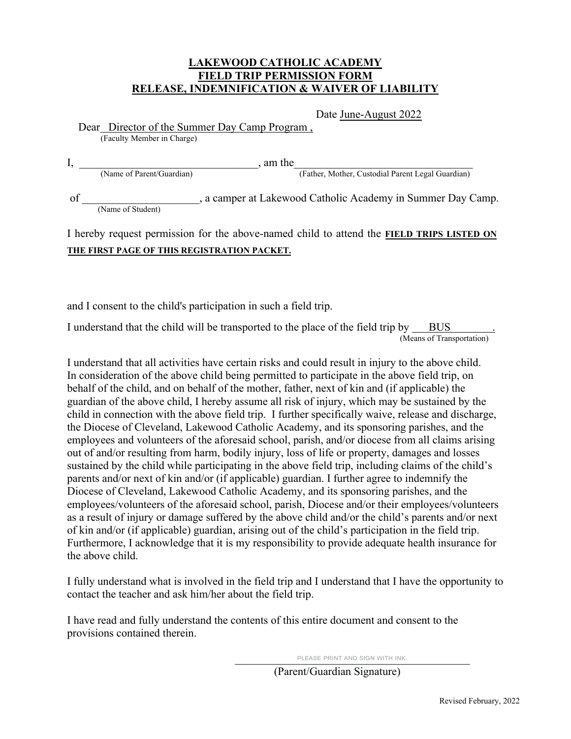# LAKEWOOD CATHOLIC ACADEMY
## FIELD TRIP PERMISSION FORM
## RELEASE, INDEMNIFICATION & WAIVER OF LIABILITY

Date June-August 2022

Dear Director of the Summer Day Camp Program ,
(Faculty Member in Charge)

I, ________________________________, am the________________________________
(Name of Parent/Guardian) (Father, Mother, Custodial Parent Legal Guardian)

of ____________________, a camper at Lakewood Catholic Academy in Summer Day Camp.
(Name of Student)

I hereby request permission for the above-named child to attend the **FIELD TRIPS LISTED ON THE FIRST PAGE OF THIS REGISTRATION PACKET.**

and I consent to the child's participation in such a field trip.

I understand that the child will be transported to the place of the field trip by BUS .
(Means of Transportation)

I understand that all activities have certain risks and could result in injury to the above child. In consideration of the above child being permitted to participate in the above field trip, on behalf of the child, and on behalf of the mother, father, next of kin and (if applicable) the guardian of the above child, I hereby assume all risk of injury, which may be sustained by the child in connection with the above field trip. I further specifically waive, release and discharge, the Diocese of Cleveland, Lakewood Catholic Academy, and its sponsoring parishes, and the employees and volunteers of the aforesaid school, parish, and/or diocese from all claims arising out of and/or resulting from harm, bodily injury, loss of life or property, damages and losses sustained by the child while participating in the above field trip, including claims of the child's parents and/or next of kin and/or (if applicable) guardian. I further agree to indemnify the Diocese of Cleveland, Lakewood Catholic Academy, and its sponsoring parishes, and the employees/volunteers of the aforesaid school, parish, Diocese and/or their employees/volunteers as a result of injury or damage suffered by the above child and/or the child's parents and/or next of kin and/or (if applicable) guardian, arising out of the child's participation in the field trip. Furthermore, I acknowledge that it is my responsibility to provide adequate health insurance for the above child.

I fully understand what is involved in the field trip and I understand that I have the opportunity to contact the teacher and ask him/her about the field trip.

I have read and fully understand the contents of this entire document and consent to the provisions contained therein.

PLEASE PRINT AND SIGN WITH INK.
________________________________________
(Parent/Guardian Signature)

Revised February, 2022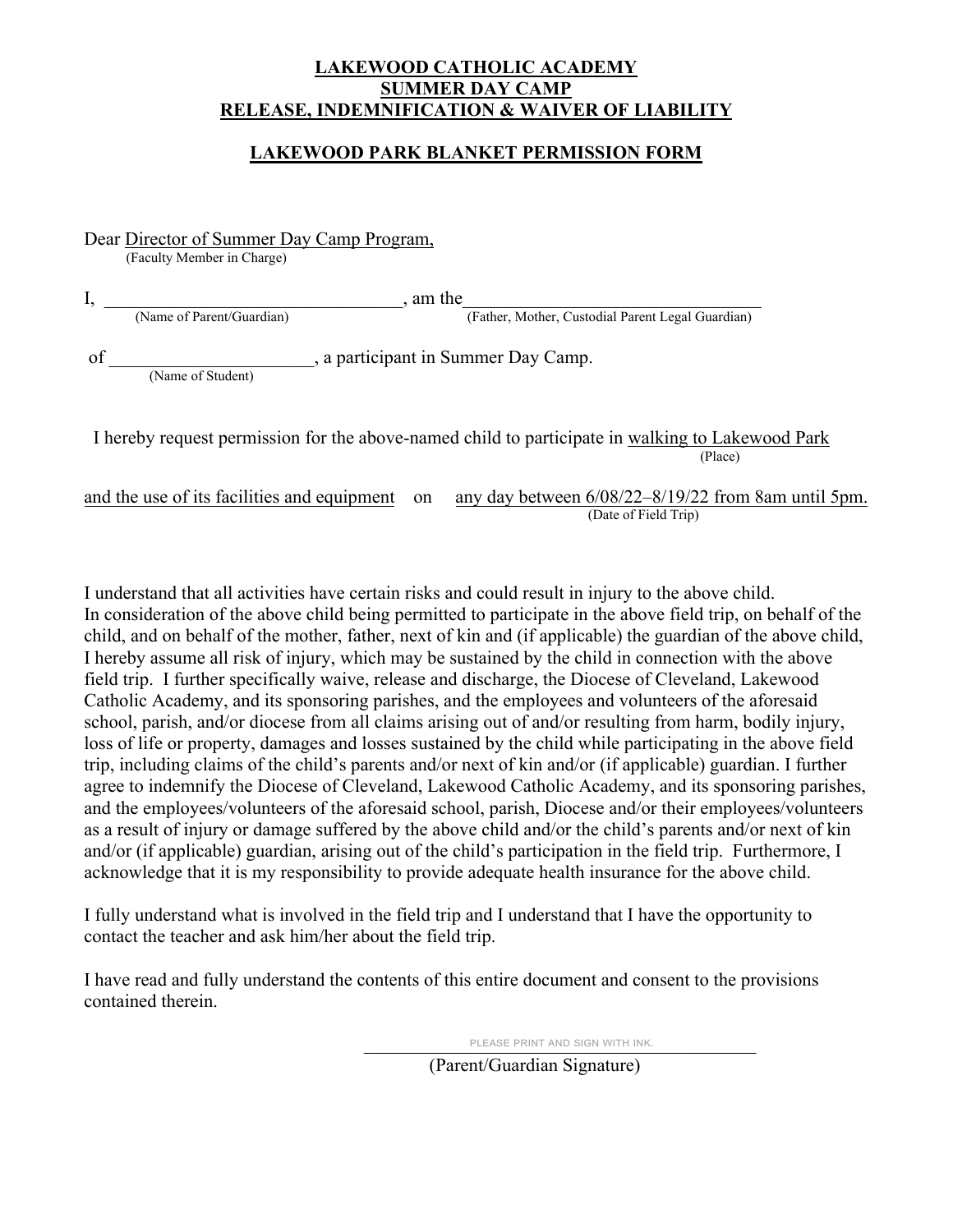**LAKEWOOD CATHOLIC ACADEMY**
**SUMMER DAY CAMP**
**RELEASE, INDEMNIFICATION & WAIVER OF LIABILITY**

**LAKEWOOD PARK BLANKET PERMISSION FORM**

Dear Director of Summer Day Camp Program,
(Faculty Member in Charge)

I, ________________________________, am the________________________________
(Name of Parent/Guardian) (Father, Mother, Custodial Parent Legal Guardian)

of ______________________, a participant in Summer Day Camp.
(Name of Student)

I hereby request permission for the above-named child to participate in walking to Lakewood Park
(Place)

and the use of its facilities and equipment on any day between 6/08/22–8/19/22 from 8am until 5pm.
(Date of Field Trip)

I understand that all activities have certain risks and could result in injury to the above child. In consideration of the above child being permitted to participate in the above field trip, on behalf of the child, and on behalf of the mother, father, next of kin and (if applicable) the guardian of the above child, I hereby assume all risk of injury, which may be sustained by the child in connection with the above field trip. I further specifically waive, release and discharge, the Diocese of Cleveland, Lakewood Catholic Academy, and its sponsoring parishes, and the employees and volunteers of the aforesaid school, parish, and/or diocese from all claims arising out of and/or resulting from harm, bodily injury, loss of life or property, damages and losses sustained by the child while participating in the above field trip, including claims of the child's parents and/or next of kin and/or (if applicable) guardian. I further agree to indemnify the Diocese of Cleveland, Lakewood Catholic Academy, and its sponsoring parishes, and the employees/volunteers of the aforesaid school, parish, Diocese and/or their employees/volunteers as a result of injury or damage suffered by the above child and/or the child's parents and/or next of kin and/or (if applicable) guardian, arising out of the child's participation in the field trip. Furthermore, I acknowledge that it is my responsibility to provide adequate health insurance for the above child.

I fully understand what is involved in the field trip and I understand that I have the opportunity to contact the teacher and ask him/her about the field trip.

I have read and fully understand the contents of this entire document and consent to the provisions contained therein.

PLEASE PRINT AND SIGN WITH INK.
________________________________________
(Parent/Guardian Signature)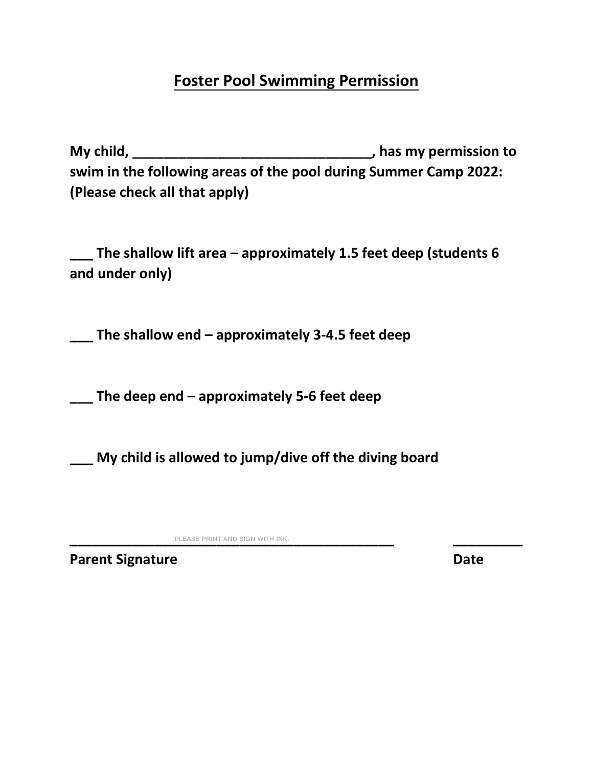# Foster Pool Swimming Permission

**My child, \_\_\_\_\_\_\_\_\_\_\_\_\_\_\_\_\_\_\_\_\_\_\_\_\_\_\_\_\_\_\_\_, has my permission to swim in the following areas of the pool during Summer Camp 2022: (Please check all that apply)**

**\_\_\_ The shallow lift area – approximately 1.5 feet deep (students 6 and under only)**

**\_\_\_ The shallow end – approximately 3-4.5 feet deep**

**\_\_\_ The deep end – approximately 5-6 feet deep**

**\_\_\_ My child is allowed to jump/dive off the diving board**

PLEASE PRINT AND SIGN WITH INK.

**\_\_\_\_\_\_\_\_\_\_\_\_\_\_\_\_\_\_\_\_\_\_\_\_\_\_\_\_\_\_\_\_\_\_\_\_\_\_\_\_\_\_\_\_ \_\_\_\_\_\_\_\_\_\_**

**Parent Signature Date**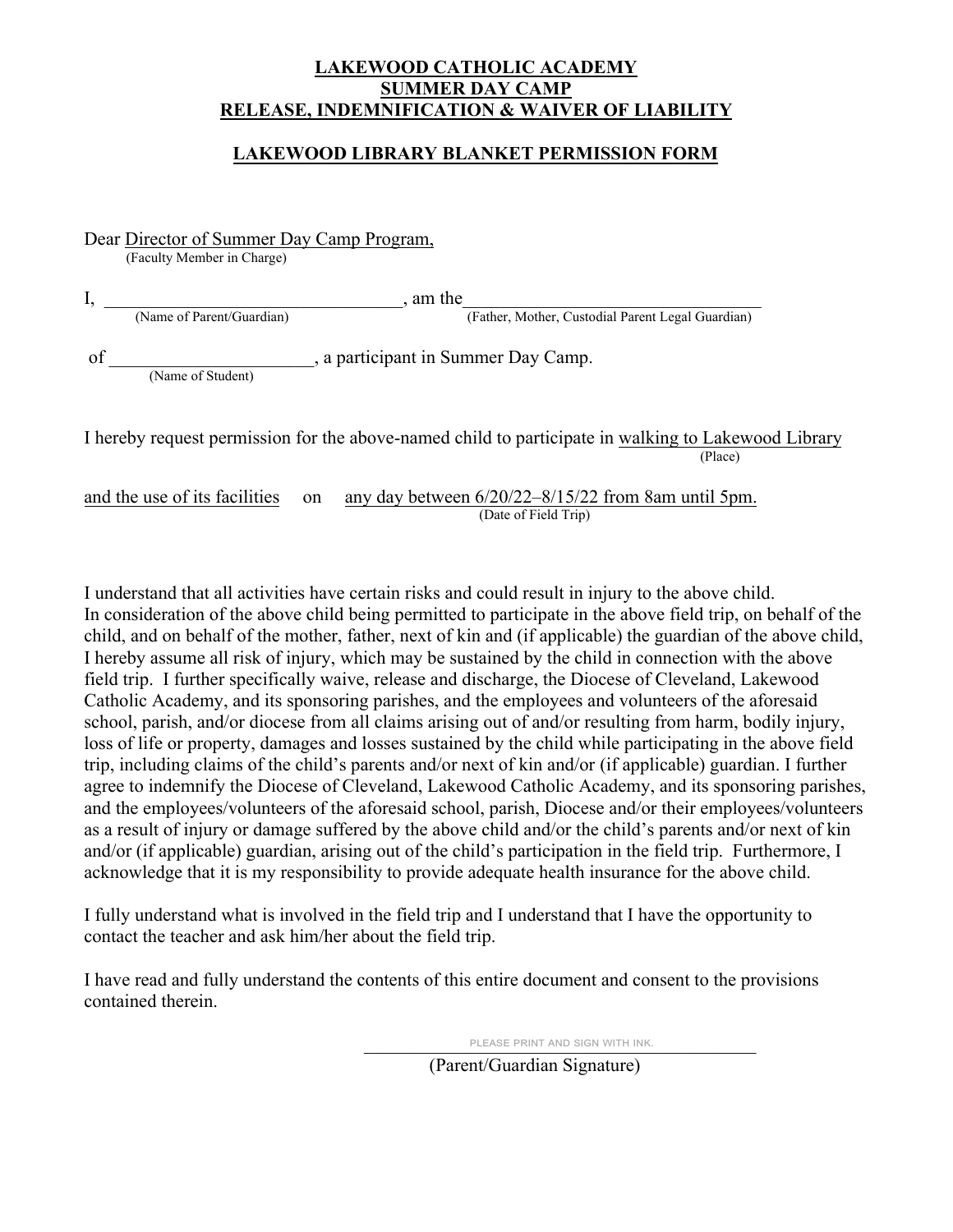# LAKEWOOD CATHOLIC ACADEMY
# SUMMER DAY CAMP
# RELEASE, INDEMNIFICATION & WAIVER OF LIABILITY

## LAKEWOOD LIBRARY BLANKET PERMISSION FORM

Dear Director of Summer Day Camp Program,
(Faculty Member in Charge)

I, ________________________________, am the________________________________
(Name of Parent/Guardian) (Father, Mother, Custodial Parent Legal Guardian)

of ______________________, a participant in Summer Day Camp.
(Name of Student)

I hereby request permission for the above-named child to participate in walking to Lakewood Library
(Place)

and the use of its facilities on any day between 6/20/22–8/15/22 from 8am until 5pm.
(Date of Field Trip)

I understand that all activities have certain risks and could result in injury to the above child. In consideration of the above child being permitted to participate in the above field trip, on behalf of the child, and on behalf of the mother, father, next of kin and (if applicable) the guardian of the above child, I hereby assume all risk of injury, which may be sustained by the child in connection with the above field trip. I further specifically waive, release and discharge, the Diocese of Cleveland, Lakewood Catholic Academy, and its sponsoring parishes, and the employees and volunteers of the aforesaid school, parish, and/or diocese from all claims arising out of and/or resulting from harm, bodily injury, loss of life or property, damages and losses sustained by the child while participating in the above field trip, including claims of the child's parents and/or next of kin and/or (if applicable) guardian. I further agree to indemnify the Diocese of Cleveland, Lakewood Catholic Academy, and its sponsoring parishes, and the employees/volunteers of the aforesaid school, parish, Diocese and/or their employees/volunteers as a result of injury or damage suffered by the above child and/or the child's parents and/or next of kin and/or (if applicable) guardian, arising out of the child's participation in the field trip. Furthermore, I acknowledge that it is my responsibility to provide adequate health insurance for the above child.

I fully understand what is involved in the field trip and I understand that I have the opportunity to contact the teacher and ask him/her about the field trip.

I have read and fully understand the contents of this entire document and consent to the provisions contained therein.

PLEASE PRINT AND SIGN WITH INK.
________________________________________
(Parent/Guardian Signature)